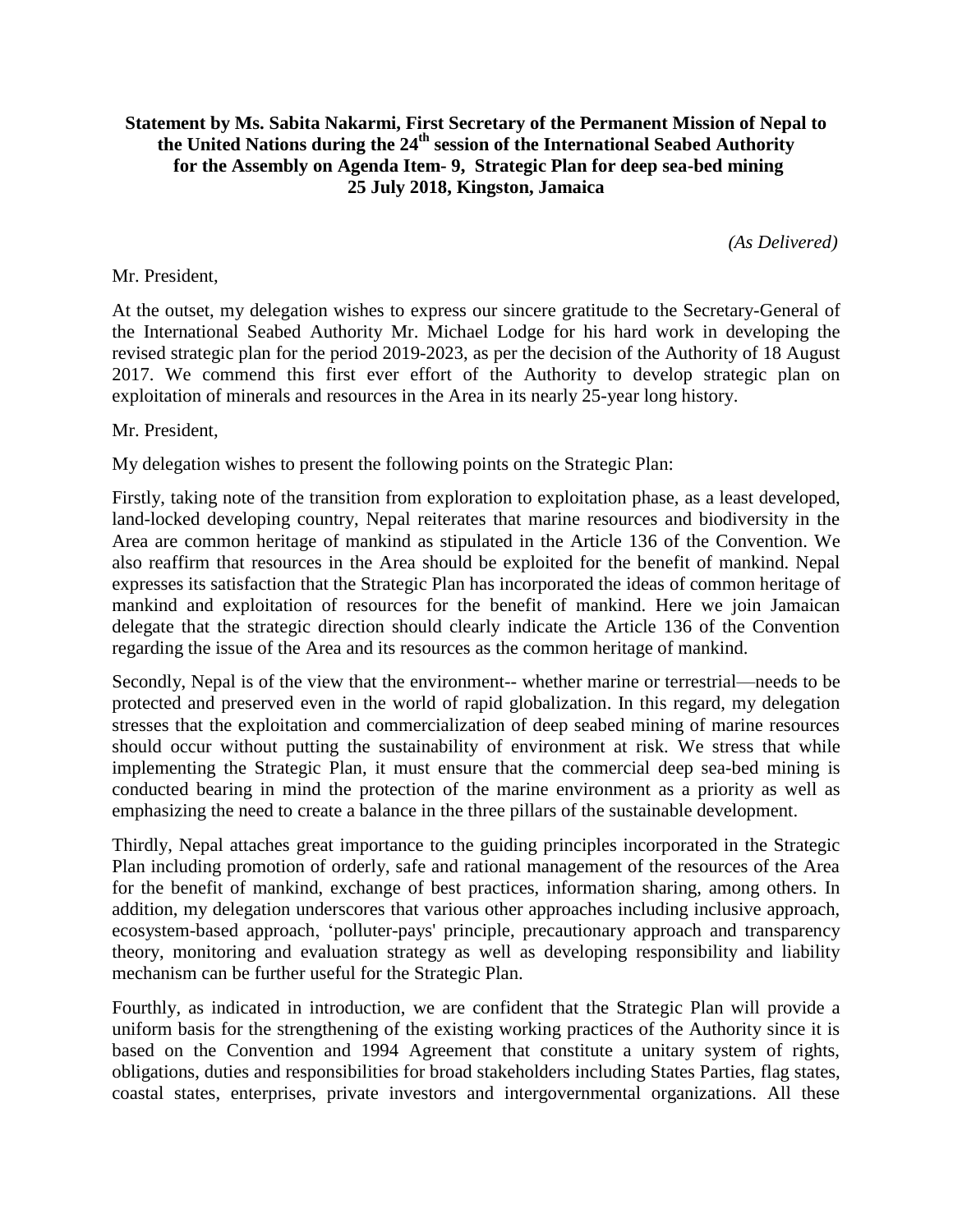**Statement by Ms. Sabita Nakarmi, First Secretary of the Permanent Mission of Nepal to the United Nations during the 24th session of the International Seabed Authority for the Assembly on Agenda Item- 9, Strategic Plan for deep sea-bed mining 25 July 2018, Kingston, Jamaica**

*(As Delivered)*

Mr. President,

At the outset, my delegation wishes to express our sincere gratitude to the Secretary-General of the International Seabed Authority Mr. Michael Lodge for his hard work in developing the revised strategic plan for the period 2019-2023, as per the decision of the Authority of 18 August 2017. We commend this first ever effort of the Authority to develop strategic plan on exploitation of minerals and resources in the Area in its nearly 25-year long history.

Mr. President,

My delegation wishes to present the following points on the Strategic Plan:

Firstly, taking note of the transition from exploration to exploitation phase, as a least developed, land-locked developing country, Nepal reiterates that marine resources and biodiversity in the Area are common heritage of mankind as stipulated in the Article 136 of the Convention. We also reaffirm that resources in the Area should be exploited for the benefit of mankind. Nepal expresses its satisfaction that the Strategic Plan has incorporated the ideas of common heritage of mankind and exploitation of resources for the benefit of mankind. Here we join Jamaican delegate that the strategic direction should clearly indicate the Article 136 of the Convention regarding the issue of the Area and its resources as the common heritage of mankind.

Secondly, Nepal is of the view that the environment-- whether marine or terrestrial—needs to be protected and preserved even in the world of rapid globalization. In this regard, my delegation stresses that the exploitation and commercialization of deep seabed mining of marine resources should occur without putting the sustainability of environment at risk. We stress that while implementing the Strategic Plan, it must ensure that the commercial deep sea-bed mining is conducted bearing in mind the protection of the marine environment as a priority as well as emphasizing the need to create a balance in the three pillars of the sustainable development.

Thirdly, Nepal attaches great importance to the guiding principles incorporated in the Strategic Plan including promotion of orderly, safe and rational management of the resources of the Area for the benefit of mankind, exchange of best practices, information sharing, among others. In addition, my delegation underscores that various other approaches including inclusive approach, ecosystem-based approach, 'polluter-pays' principle, precautionary approach and transparency theory, monitoring and evaluation strategy as well as developing responsibility and liability mechanism can be further useful for the Strategic Plan.

Fourthly, as indicated in introduction, we are confident that the Strategic Plan will provide a uniform basis for the strengthening of the existing working practices of the Authority since it is based on the Convention and 1994 Agreement that constitute a unitary system of rights, obligations, duties and responsibilities for broad stakeholders including States Parties, flag states, coastal states, enterprises, private investors and intergovernmental organizations. All these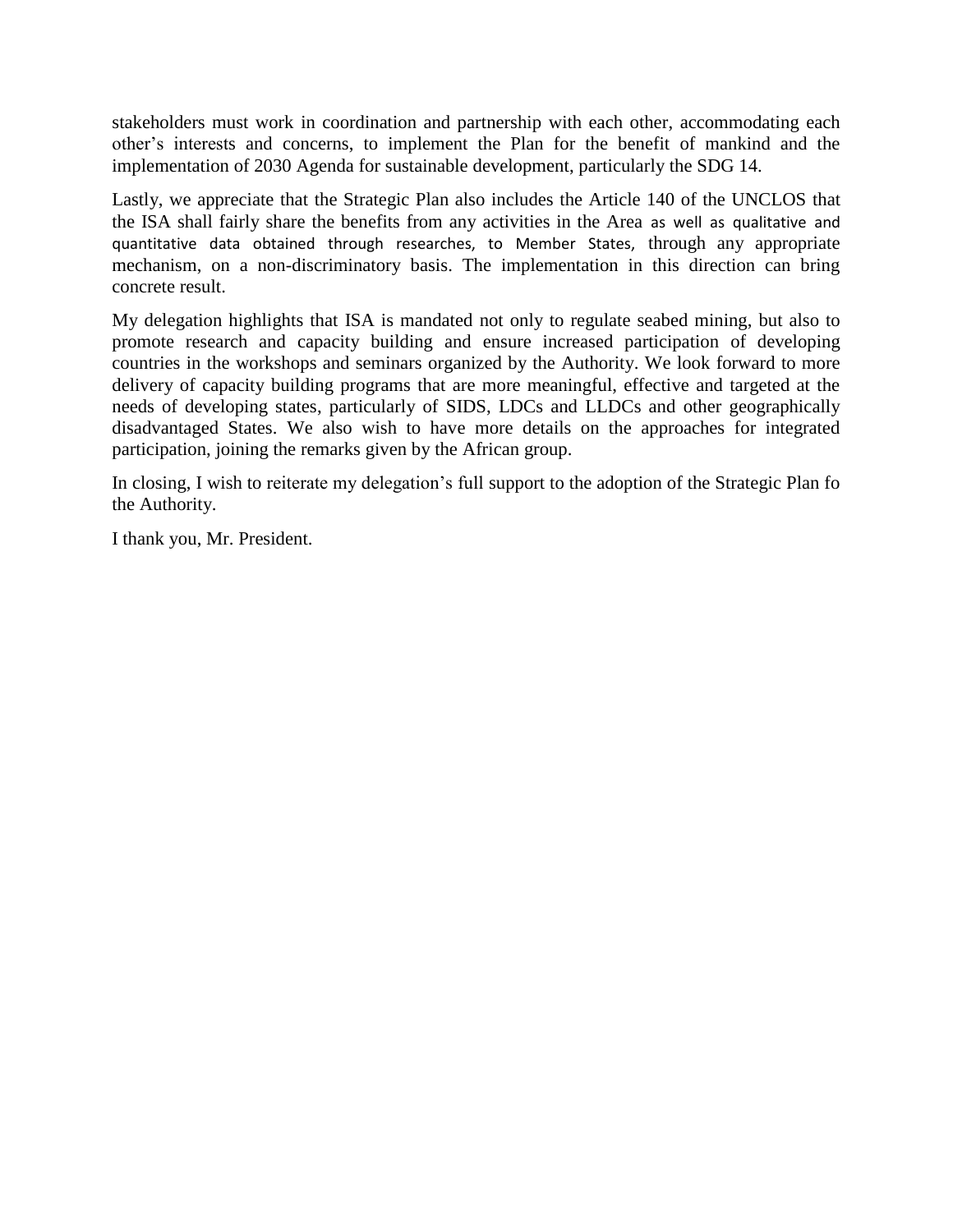stakeholders must work in coordination and partnership with each other, accommodating each other's interests and concerns, to implement the Plan for the benefit of mankind and the implementation of 2030 Agenda for sustainable development, particularly the SDG 14.

Lastly, we appreciate that the Strategic Plan also includes the Article 140 of the UNCLOS that the ISA shall fairly share the benefits from any activities in the Area as well as qualitative and quantitative data obtained through researches, to Member States, through any appropriate mechanism, on a non-discriminatory basis. The implementation in this direction can bring concrete result.

My delegation highlights that ISA is mandated not only to regulate seabed mining, but also to promote research and capacity building and ensure increased participation of developing countries in the workshops and seminars organized by the Authority. We look forward to more delivery of capacity building programs that are more meaningful, effective and targeted at the needs of developing states, particularly of SIDS, LDCs and LLDCs and other geographically disadvantaged States. We also wish to have more details on the approaches for integrated participation, joining the remarks given by the African group.

In closing, I wish to reiterate my delegation's full support to the adoption of the Strategic Plan fo the Authority.

I thank you, Mr. President.